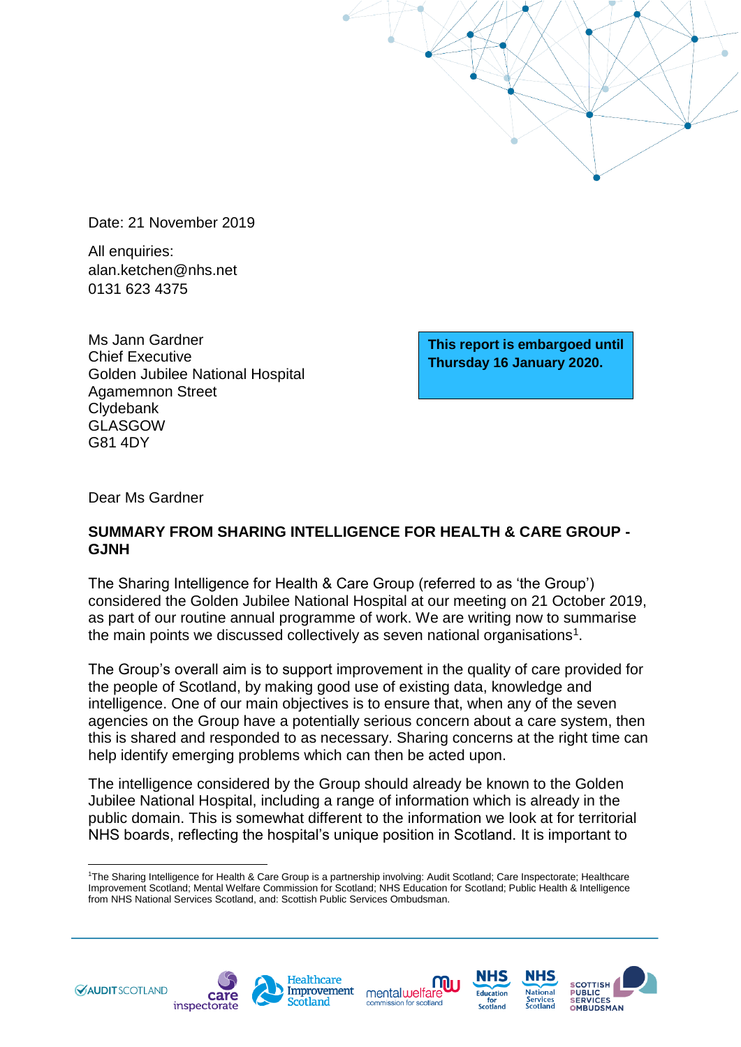Date: 21 November 2019

All enquiries:
alan.ketchen@nhs.net
0131 623 4375

Ms Jann Gardner
Chief Executive
Golden Jubilee National Hospital
Agamemnon Street
Clydebank
GLASGOW
G81 4DY

**This report is embargoed until Thursday 16 January 2020.**

Dear Ms Gardner

**SUMMARY FROM SHARING INTELLIGENCE FOR HEALTH & CARE GROUP - GJNH**

The Sharing Intelligence for Health & Care Group (referred to as 'the Group') considered the Golden Jubilee National Hospital at our meeting on 21 October 2019, as part of our routine annual programme of work. We are writing now to summarise the main points we discussed collectively as seven national organisations[1].

The Group's overall aim is to support improvement in the quality of care provided for the people of Scotland, by making good use of existing data, knowledge and intelligence. One of our main objectives is to ensure that, when any of the seven agencies on the Group have a potentially serious concern about a care system, then this is shared and responded to as necessary. Sharing concerns at the right time can help identify emerging problems which can then be acted upon.

The intelligence considered by the Group should already be known to the Golden Jubilee National Hospital, including a range of information which is already in the public domain. This is somewhat different to the information we look at for territorial NHS boards, reflecting the hospital's unique position in Scotland. It is important to

[1]The Sharing Intelligence for Health & Care Group is a partnership involving: Audit Scotland; Care Inspectorate; Healthcare Improvement Scotland; Mental Welfare Commission for Scotland; NHS Education for Scotland; Public Health & Intelligence from NHS National Services Scotland, and: Scottish Public Services Ombudsman.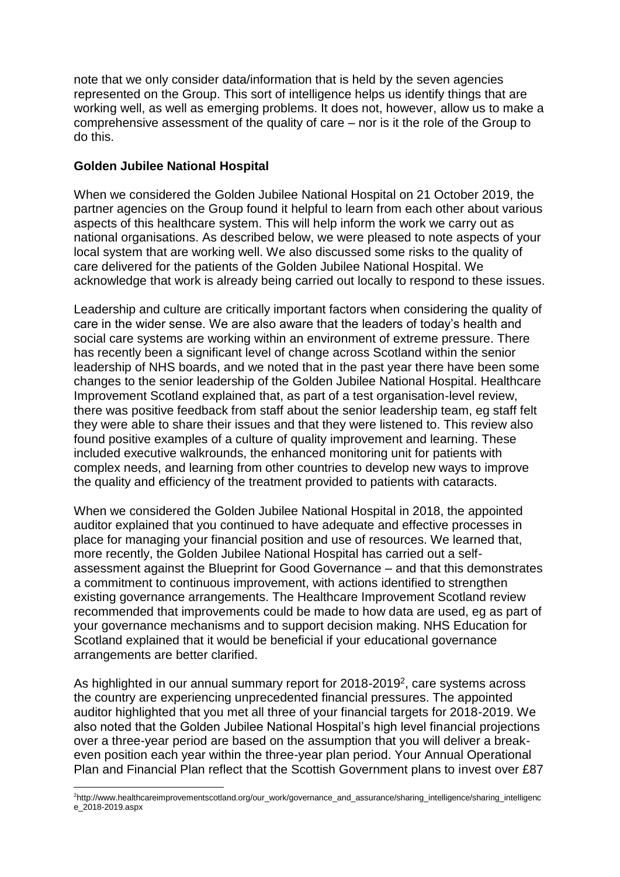note that we only consider data/information that is held by the seven agencies represented on the Group. This sort of intelligence helps us identify things that are working well, as well as emerging problems. It does not, however, allow us to make a comprehensive assessment of the quality of care – nor is it the role of the Group to do this.

**Golden Jubilee National Hospital**

When we considered the Golden Jubilee National Hospital on 21 October 2019, the partner agencies on the Group found it helpful to learn from each other about various aspects of this healthcare system. This will help inform the work we carry out as national organisations. As described below, we were pleased to note aspects of your local system that are working well. We also discussed some risks to the quality of care delivered for the patients of the Golden Jubilee National Hospital. We acknowledge that work is already being carried out locally to respond to these issues.

Leadership and culture are critically important factors when considering the quality of care in the wider sense. We are also aware that the leaders of today's health and social care systems are working within an environment of extreme pressure. There has recently been a significant level of change across Scotland within the senior leadership of NHS boards, and we noted that in the past year there have been some changes to the senior leadership of the Golden Jubilee National Hospital. Healthcare Improvement Scotland explained that, as part of a test organisation-level review, there was positive feedback from staff about the senior leadership team, eg staff felt they were able to share their issues and that they were listened to. This review also found positive examples of a culture of quality improvement and learning. These included executive walkrounds, the enhanced monitoring unit for patients with complex needs, and learning from other countries to develop new ways to improve the quality and efficiency of the treatment provided to patients with cataracts.

When we considered the Golden Jubilee National Hospital in 2018, the appointed auditor explained that you continued to have adequate and effective processes in place for managing your financial position and use of resources. We learned that, more recently, the Golden Jubilee National Hospital has carried out a self-assessment against the Blueprint for Good Governance – and that this demonstrates a commitment to continuous improvement, with actions identified to strengthen existing governance arrangements. The Healthcare Improvement Scotland review recommended that improvements could be made to how data are used, eg as part of your governance mechanisms and to support decision making. NHS Education for Scotland explained that it would be beneficial if your educational governance arrangements are better clarified.

As highlighted in our annual summary report for 2018-2019[2], care systems across the country are experiencing unprecedented financial pressures. The appointed auditor highlighted that you met all three of your financial targets for 2018-2019. We also noted that the Golden Jubilee National Hospital's high level financial projections over a three-year period are based on the assumption that you will deliver a break-even position each year within the three-year plan period. Your Annual Operational Plan and Financial Plan reflect that the Scottish Government plans to invest over £87

[2] http://www.healthcareimprovementscotland.org/our_work/governance_and_assurance/sharing_intelligence/sharing_intelligence_2018-2019.aspx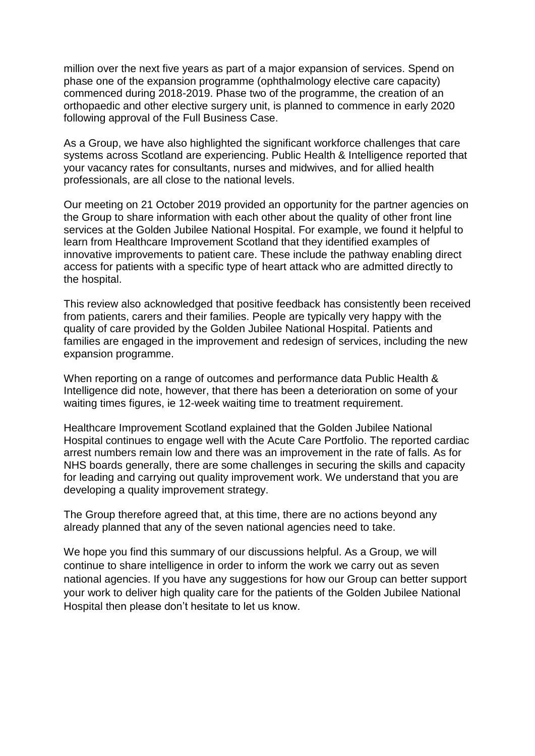million over the next five years as part of a major expansion of services. Spend on phase one of the expansion programme (ophthalmology elective care capacity) commenced during 2018-2019. Phase two of the programme, the creation of an orthopaedic and other elective surgery unit, is planned to commence in early 2020 following approval of the Full Business Case.

As a Group, we have also highlighted the significant workforce challenges that care systems across Scotland are experiencing. Public Health & Intelligence reported that your vacancy rates for consultants, nurses and midwives, and for allied health professionals, are all close to the national levels.

Our meeting on 21 October 2019 provided an opportunity for the partner agencies on the Group to share information with each other about the quality of other front line services at the Golden Jubilee National Hospital. For example, we found it helpful to learn from Healthcare Improvement Scotland that they identified examples of innovative improvements to patient care. These include the pathway enabling direct access for patients with a specific type of heart attack who are admitted directly to the hospital.

This review also acknowledged that positive feedback has consistently been received from patients, carers and their families. People are typically very happy with the quality of care provided by the Golden Jubilee National Hospital. Patients and families are engaged in the improvement and redesign of services, including the new expansion programme.

When reporting on a range of outcomes and performance data Public Health & Intelligence did note, however, that there has been a deterioration on some of your waiting times figures, ie 12-week waiting time to treatment requirement.

Healthcare Improvement Scotland explained that the Golden Jubilee National Hospital continues to engage well with the Acute Care Portfolio. The reported cardiac arrest numbers remain low and there was an improvement in the rate of falls. As for NHS boards generally, there are some challenges in securing the skills and capacity for leading and carrying out quality improvement work. We understand that you are developing a quality improvement strategy.

The Group therefore agreed that, at this time, there are no actions beyond any already planned that any of the seven national agencies need to take.

We hope you find this summary of our discussions helpful. As a Group, we will continue to share intelligence in order to inform the work we carry out as seven national agencies. If you have any suggestions for how our Group can better support your work to deliver high quality care for the patients of the Golden Jubilee National Hospital then please don't hesitate to let us know.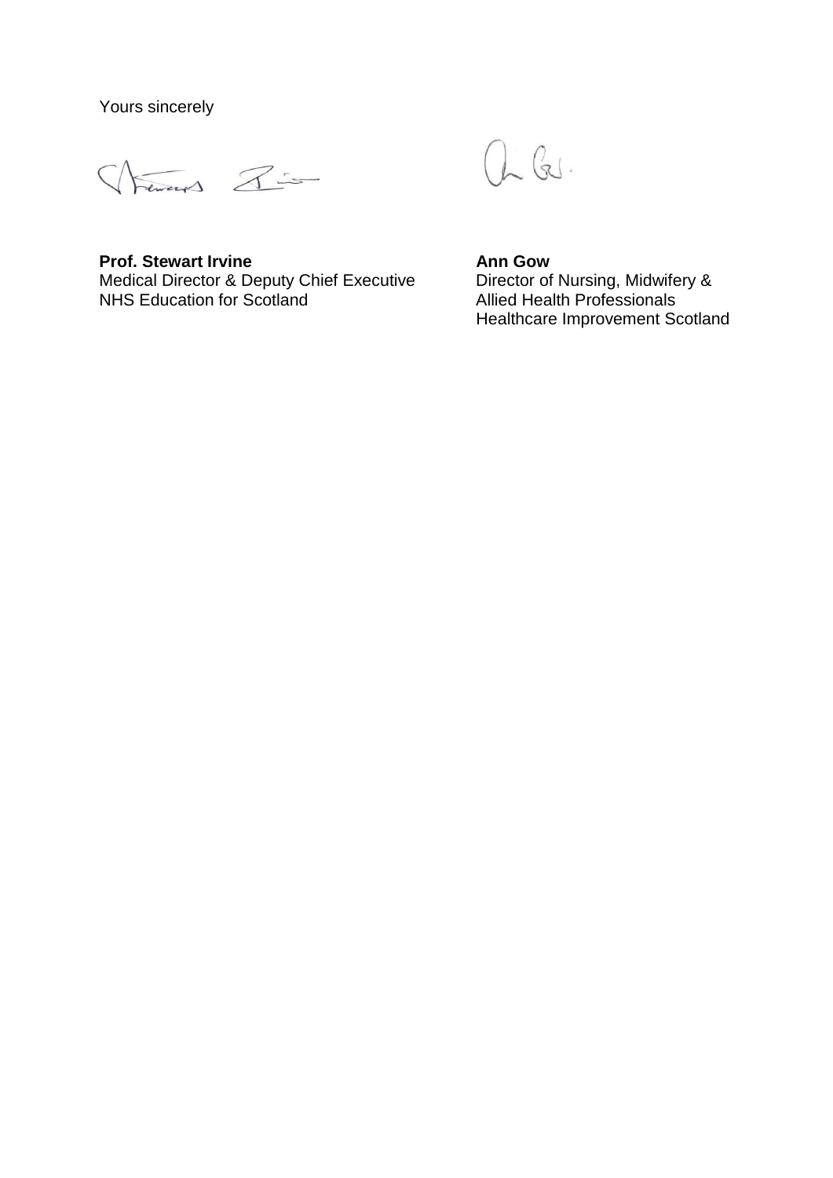Yours sincerely

**Prof. Stewart Irvine**
Medical Director & Deputy Chief Executive
NHS Education for Scotland

**Ann Gow**
Director of Nursing, Midwifery &
Allied Health Professionals
Healthcare Improvement Scotland